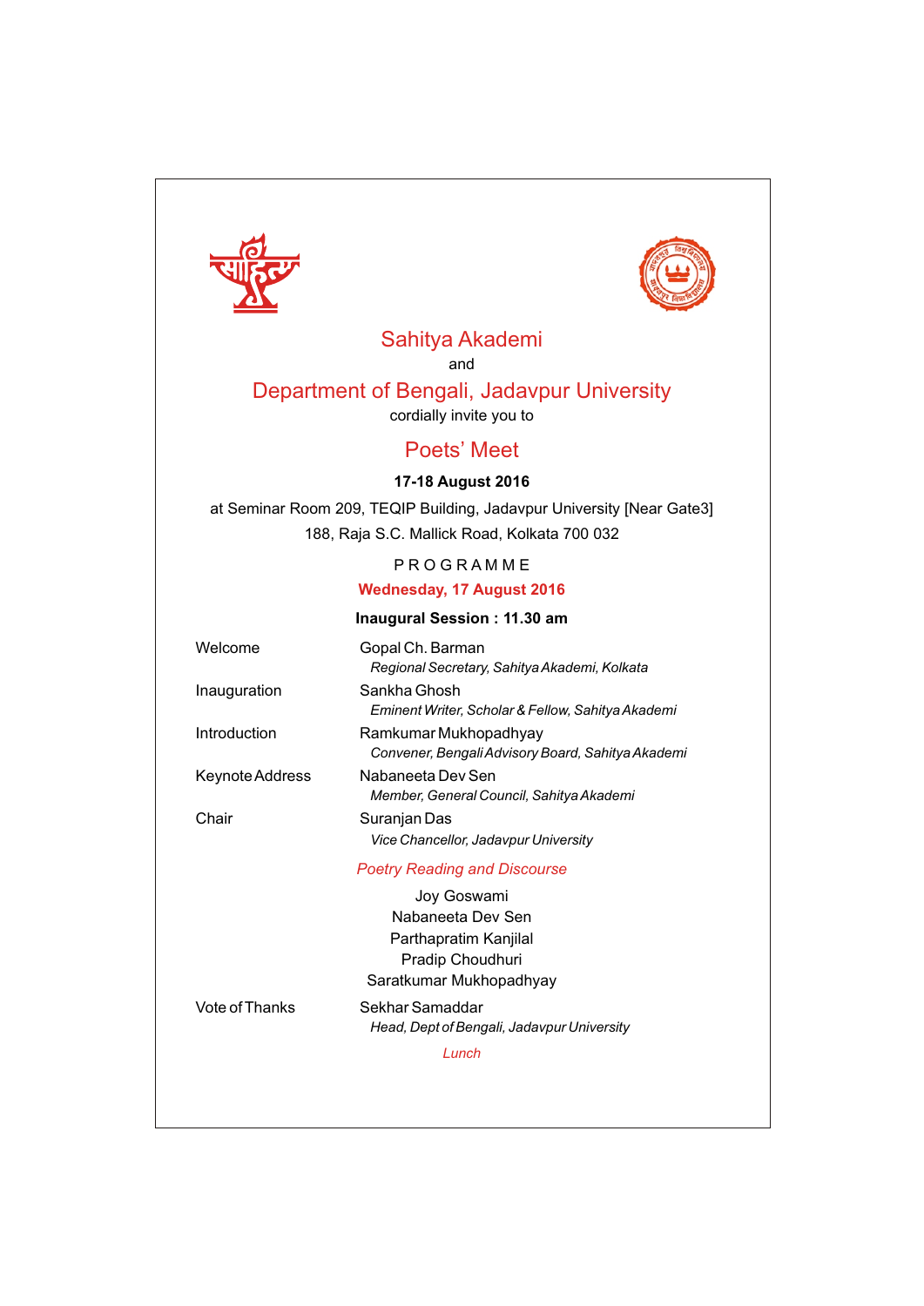# Sahitya Akademi

and

# Department of Bengali, Jadavpur University

cordially invite you to

## Poets' Meet

**17-18 August 2016**

at Seminar Room 209, TEQIP Building, Jadavpur University [Near Gate3]
188, Raja S.C. Mallick Road, Kolkata 700 032

PROGRAMME

**Wednesday, 17 August 2016**

**Inaugural Session : 11.30 am**

| | |
|---|---|
| Welcome | Gopal Ch. Barman<br>*Regional Secretary, Sahitya Akademi, Kolkata* |
| Inauguration | Sankha Ghosh<br>*Eminent Writer, Scholar & Fellow, Sahitya Akademi* |
| Introduction | Ramkumar Mukhopadhyay<br>*Convener, Bengali Advisory Board, Sahitya Akademi* |
| Keynote Address | Nabaneeta Dev Sen<br>*Member, General Council, Sahitya Akademi* |
| Chair | Suranjan Das<br>*Vice Chancellor, Jadavpur University* |

*Poetry Reading and Discourse*

Joy Goswami
Nabaneeta Dev Sen
Parthapratim Kanjilal
Pradip Choudhuri
Saratkumar Mukhopadhyay

| | |
|---|---|
| Vote of Thanks | Sekhar Samaddar<br>*Head, Dept of Bengali, Jadavpur University* |

*Lunch*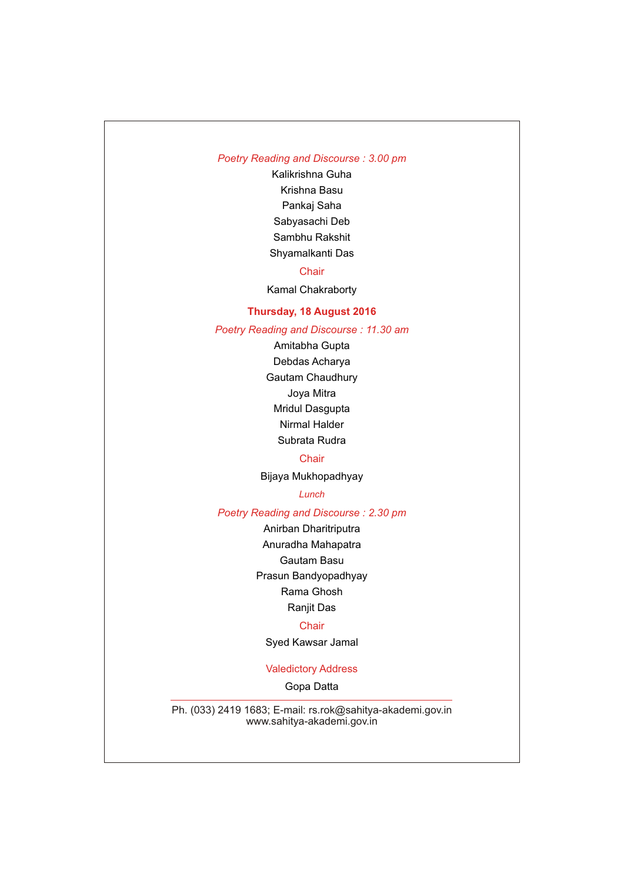*Poetry Reading and Discourse : 3.00 pm*

Kalikrishna Guha

Krishna Basu

Pankaj Saha

Sabyasachi Deb

Sambhu Rakshit

Shyamalkanti Das

Chair

Kamal Chakraborty

**Thursday, 18 August 2016**

*Poetry Reading and Discourse : 11.30 am*

Amitabha Gupta

Debdas Acharya

Gautam Chaudhury

Joya Mitra

Mridul Dasgupta

Nirmal Halder

Subrata Rudra

Chair

Bijaya Mukhopadhyay

*Lunch*

*Poetry Reading and Discourse : 2.30 pm*

Anirban Dharitriputra

Anuradha Mahapatra

Gautam Basu

Prasun Bandyopadhyay

Rama Ghosh

Ranjit Das

Chair

Syed Kawsar Jamal

Valedictory Address

Gopa Datta

---

Ph. (033) 2419 1683; E-mail: rs.rok@sahitya-akademi.gov.in
www.sahitya-akademi.gov.in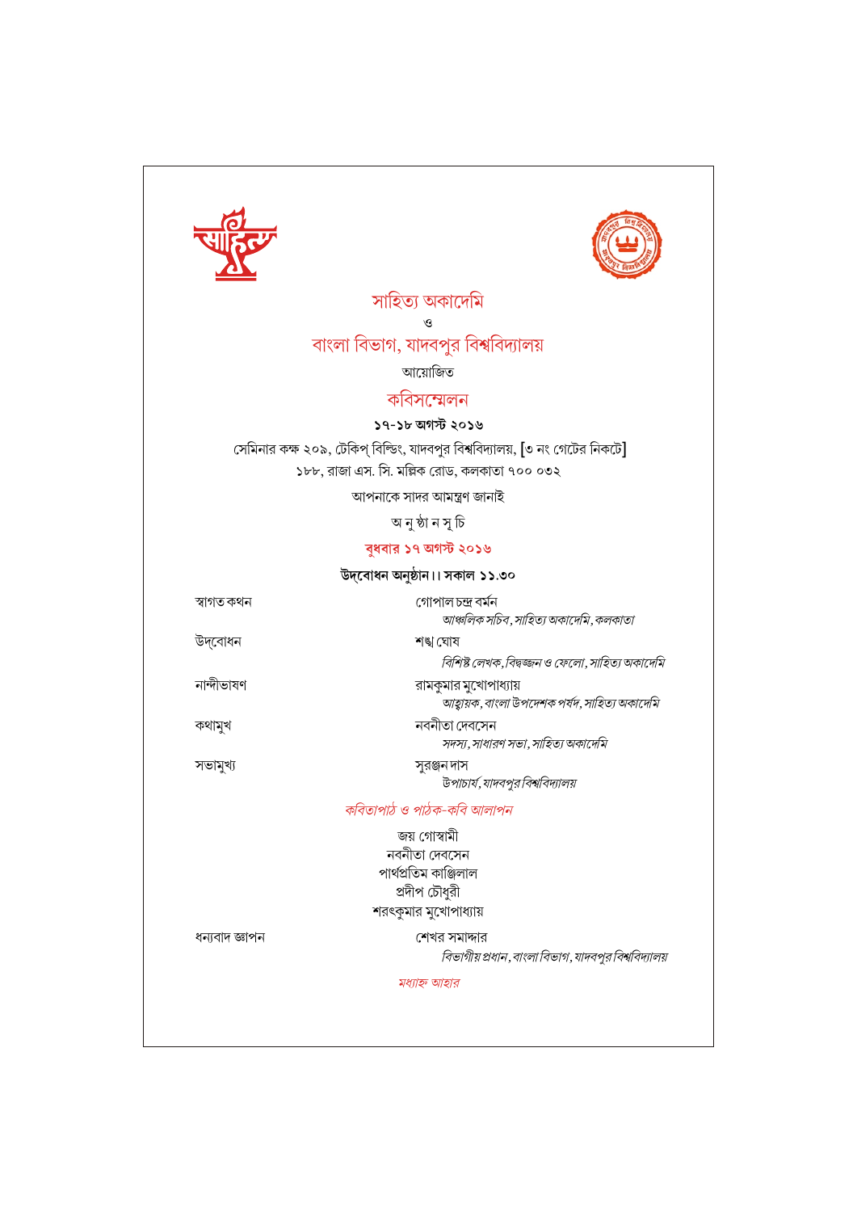# সাহিত্য অকাদেমি

ও

# বাংলা বিভাগ, যাদবপুর বিশ্ববিদ্যালয়

আয়োজিত

## কবিসম্মেলন

**১৭-১৮ অগস্ট ২০১৬**

সেমিনার কক্ষ ২০৯, টেকিপ্ বিল্ডিং, যাদবপুর বিশ্ববিদ্যালয়, [৩ নং গেটের নিকটে]
১৮৮, রাজা এস. সি. মল্লিক রোড, কলকাতা ৭০০ ০৩২

আপনাকে সাদর আমন্ত্রণ জানাই

অ নু ষ্ঠা ন সূ চি

**বুধবার ১৭ অগস্ট ২০১৬**

**উদ্বোধন অনুষ্ঠান।। সকাল ১১.৩০**

স্বাগত কথন — গোপাল চন্দ্র বর্মন
*আঞ্চলিক সচিব, সাহিত্য অকাদেমি, কলকাতা*

উদ্বোধন — শঙ্খ ঘোষ
*বিশিষ্ট লেখক, বিদ্বজ্জন ও ফেলো, সাহিত্য অকাদেমি*

নান্দীভাষণ — রামকুমার মুখোপাধ্যায়
*আহ্বায়ক, বাংলা উপদেশক পর্ষদ, সাহিত্য অকাদেমি*

কথামুখ — নবনীতা দেবসেন
*সদস্য, সাধারণ সভা, সাহিত্য অকাদেমি*

সভামুখ্য — সুরঞ্জন দাস
*উপাচার্য, যাদবপুর বিশ্ববিদ্যালয়*

*কবিতাপাঠ ও পাঠক-কবি আলাপন*

জয় গোস্বামী
নবনীতা দেবসেন
পার্থপ্রতিম কাঞ্জিলাল
প্রদীপ চৌধুরী
শরৎকুমার মুখোপাধ্যায়

ধন্যবাদ জ্ঞাপন — শেখর সমাদ্দার
*বিভাগীয় প্রধান, বাংলা বিভাগ, যাদবপুর বিশ্ববিদ্যালয়*

*মধ্যাহ্ন আহার*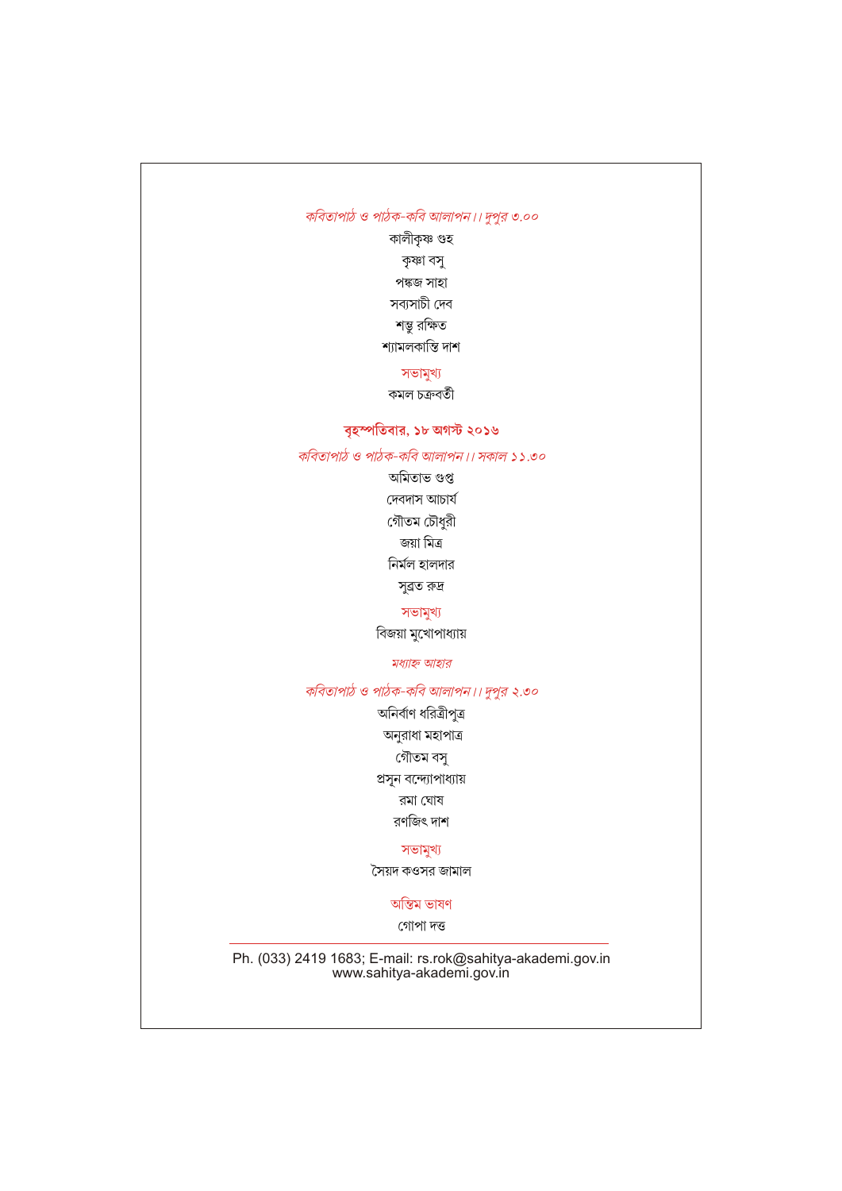*কবিতাপাঠ ও পাঠক-কবি আলাপন।। দুপুর ৩.০০*

কালীকৃষ্ণ গুহ

কৃষ্ণা বসু

পঙ্কজ সাহা

সব্যসাচী দেব

শম্ভু রক্ষিত

শ্যামলকান্তি দাশ

সভামুখ্য

কমল চক্রবর্তী

**বৃহস্পতিবার, ১৮ অগস্ট ২০১৬**

*কবিতাপাঠ ও পাঠক-কবি আলাপন।। সকাল ১১.৩০*

অমিতাভ গুপ্ত

দেবদাস আচার্য

গৌতম চৌধুরী

জয়া মিত্র

নির্মল হালদার

সুব্রত রুদ্র

সভামুখ্য

বিজয়া মুখোপাধ্যায়

*মধ্যাহ্ন আহার*

*কবিতাপাঠ ও পাঠক-কবি আলাপন।। দুপুর ২.৩০*

অনির্বাণ ধরিত্রীপুত্র

অনুরাধা মহাপাত্র

গৌতম বসু

প্রসূন বন্দ্যোপাধ্যায়

রমা ঘোষ

রণজিৎ দাশ

সভামুখ্য

সৈয়দ কওসর জামাল

অন্তিম ভাষণ

গোপা দত্ত

---

Ph. (033) 2419 1683; E-mail: rs.rok@sahitya-akademi.gov.in
www.sahitya-akademi.gov.in